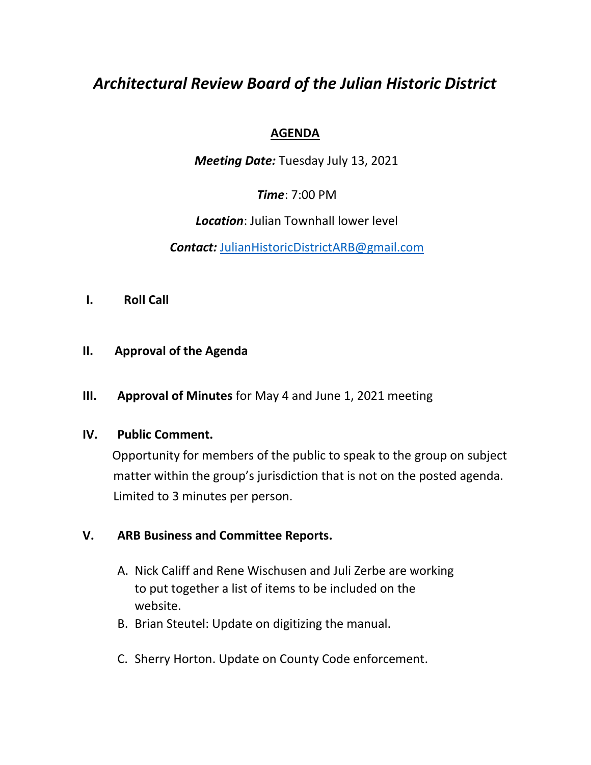# *Architectural Review Board of the Julian Historic District*

## AGENDA

***Meeting Date:*** Tuesday July 13, 2021

***Time***: 7:00 PM

***Location***: Julian Townhall lower level

***Contact:*** [JulianHistoricDistrictARB@gmail.com](mailto:JulianHistoricDistrictARB@gmail.com)

**I. Roll Call**

**II. Approval of the Agenda**

**III. Approval of Minutes** for May 4 and June 1, 2021 meeting

**IV. Public Comment.**

Opportunity for members of the public to speak to the group on subject matter within the group's jurisdiction that is not on the posted agenda. Limited to 3 minutes per person.

**V. ARB Business and Committee Reports.**

A. Nick Califf and Rene Wischusen and Juli Zerbe are working to put together a list of items to be included on the website.

B. Brian Steutel: Update on digitizing the manual.

C. Sherry Horton. Update on County Code enforcement.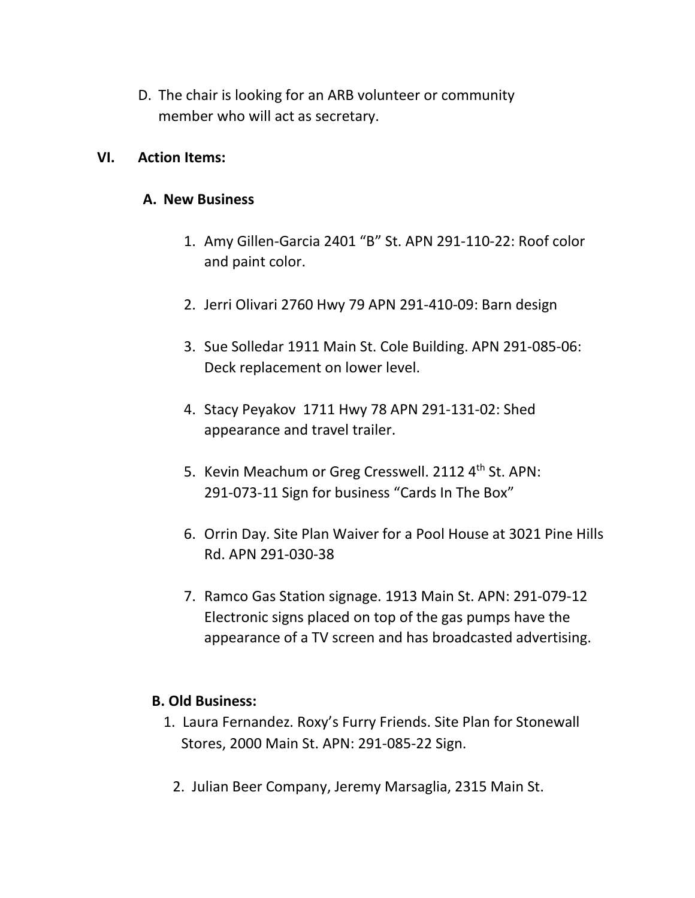D. The chair is looking for an ARB volunteer or community member who will act as secretary.

## VI. Action Items:

### A. New Business

1. Amy Gillen-Garcia 2401 “B” St. APN 291-110-22: Roof color and paint color.

2. Jerri Olivari 2760 Hwy 79 APN 291-410-09: Barn design

3. Sue Solledar 1911 Main St. Cole Building. APN 291-085-06: Deck replacement on lower level.

4. Stacy Peyakov 1711 Hwy 78 APN 291-131-02: Shed appearance and travel trailer.

5. Kevin Meachum or Greg Cresswell. 2112 4th St. APN: 291-073-11 Sign for business “Cards In The Box”

6. Orrin Day. Site Plan Waiver for a Pool House at 3021 Pine Hills Rd. APN 291-030-38

7. Ramco Gas Station signage. 1913 Main St. APN: 291-079-12 Electronic signs placed on top of the gas pumps have the appearance of a TV screen and has broadcasted advertising.

### B. Old Business:

1. Laura Fernandez. Roxy’s Furry Friends. Site Plan for Stonewall Stores, 2000 Main St. APN: 291-085-22 Sign.

2. Julian Beer Company, Jeremy Marsaglia, 2315 Main St.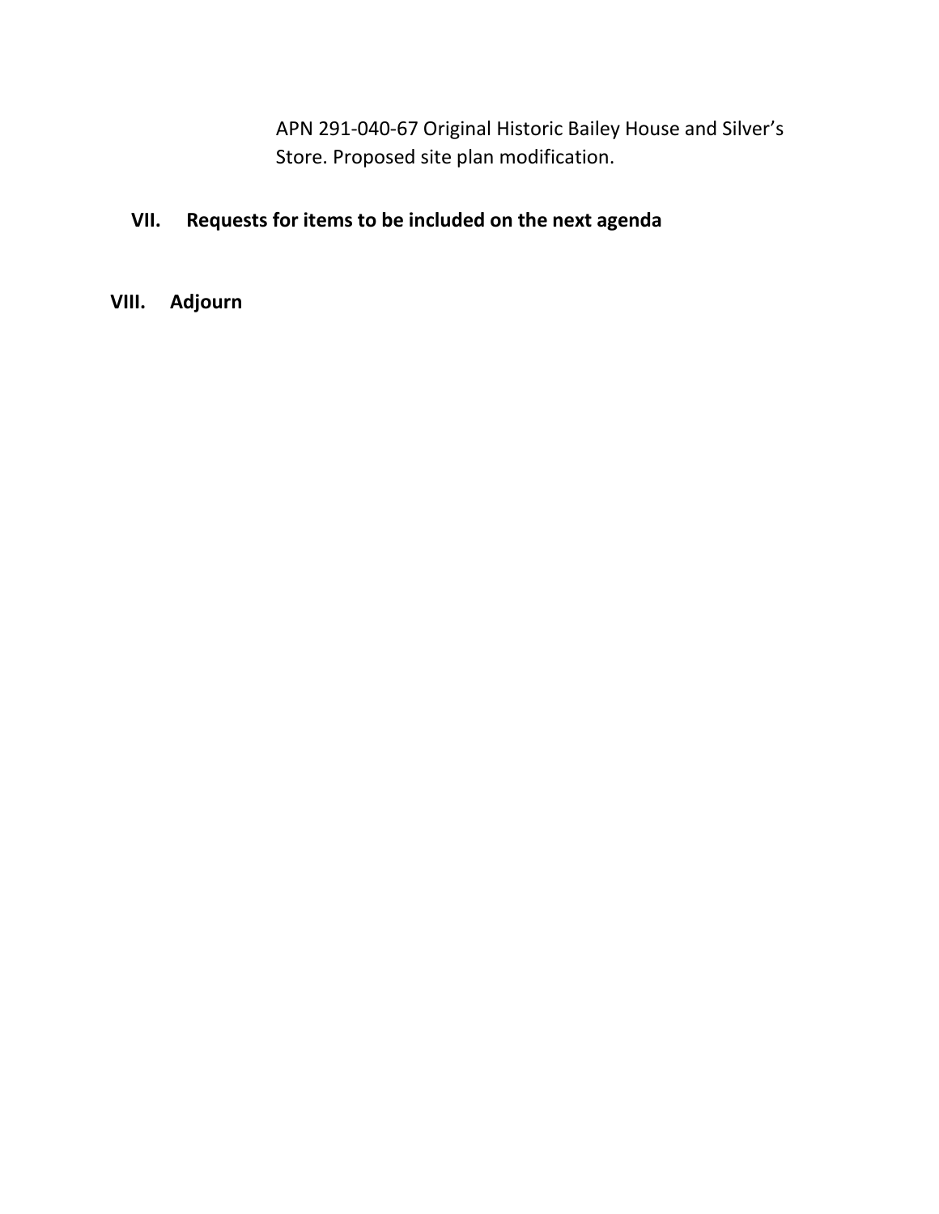APN 291-040-67 Original Historic Bailey House and Silver's Store. Proposed site plan modification.

**VII. Requests for items to be included on the next agenda**

**VIII. Adjourn**